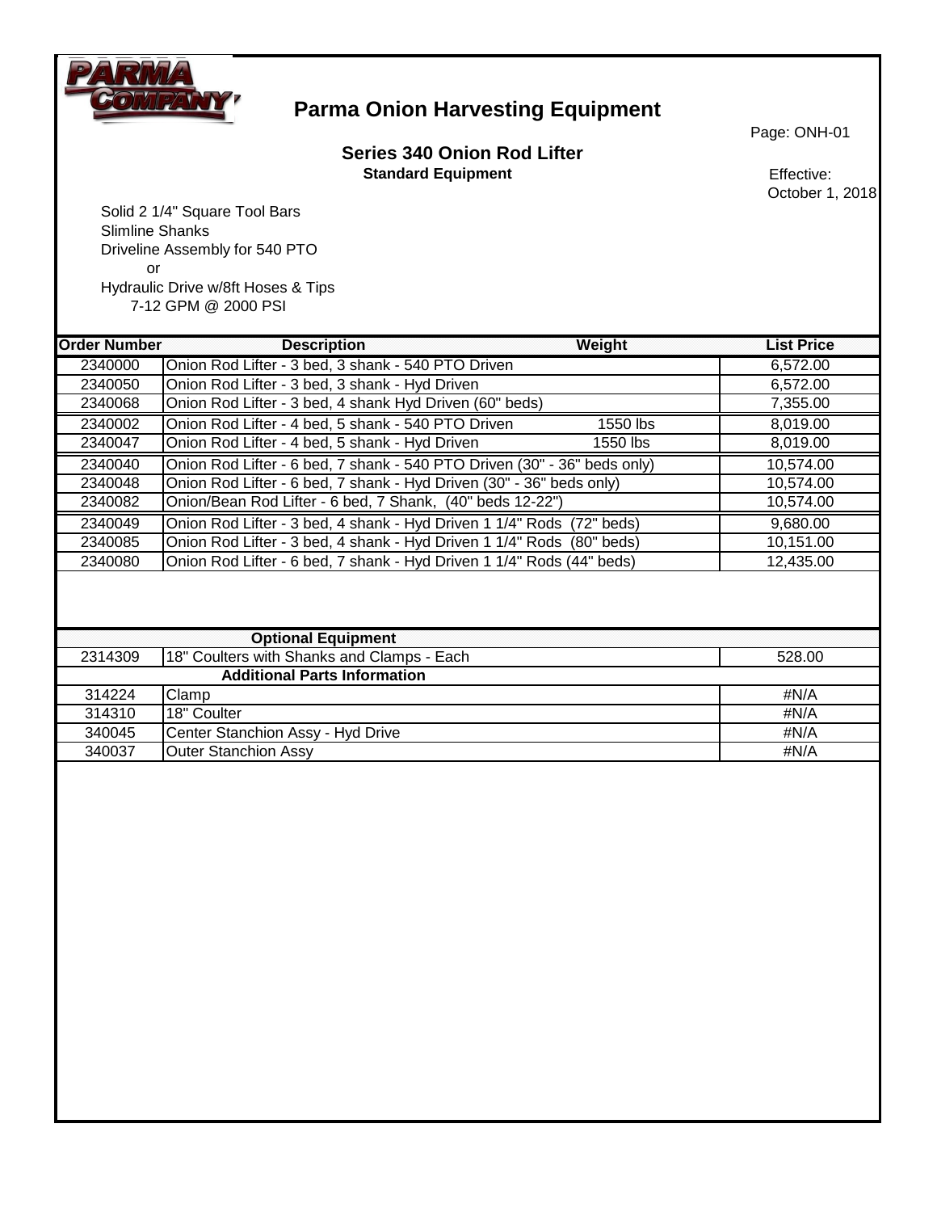# Parma Onion Harvesting Equipment

Page: ONH-01

## Series 340 Onion Rod Lifter

**Standard Equipment**

Effective:
October 1, 2018

Solid 2 1/4" Square Tool Bars
Slimline Shanks
Driveline Assembly for 540 PTO
or
Hydraulic Drive w/8ft Hoses & Tips
7-12 GPM @ 2000 PSI

| Order Number | Description | Weight | List Price |
|---|---|---|---|
| 2340000 | Onion Rod Lifter - 3 bed, 3 shank - 540 PTO Driven | | 6,572.00 |
| 2340050 | Onion Rod Lifter - 3 bed, 3 shank - Hyd Driven | | 6,572.00 |
| 2340068 | Onion Rod Lifter - 3 bed, 4 shank Hyd Driven (60" beds) | | 7,355.00 |
| 2340002 | Onion Rod Lifter - 4 bed, 5 shank - 540 PTO Driven | 1550 lbs | 8,019.00 |
| 2340047 | Onion Rod Lifter - 4 bed, 5 shank - Hyd Driven | 1550 lbs | 8,019.00 |
| 2340040 | Onion Rod Lifter - 6 bed, 7 shank - 540 PTO Driven (30" - 36" beds only) | | 10,574.00 |
| 2340048 | Onion Rod Lifter - 6 bed, 7 shank - Hyd Driven (30" - 36" beds only) | | 10,574.00 |
| 2340082 | Onion/Bean Rod Lifter - 6 bed, 7 Shank, (40" beds 12-22") | | 10,574.00 |
| 2340049 | Onion Rod Lifter - 3 bed, 4 shank - Hyd Driven 1 1/4" Rods (72" beds) | | 9,680.00 |
| 2340085 | Onion Rod Lifter - 3 bed, 4 shank - Hyd Driven 1 1/4" Rods (80" beds) | | 10,151.00 |
| 2340080 | Onion Rod Lifter - 6 bed, 7 shank - Hyd Driven 1 1/4" Rods (44" beds) | | 12,435.00 |

| | Optional Equipment | |
|---|---|---|
| 2314309 | 18" Coulters with Shanks and Clamps - Each | 528.00 |
| | **Additional Parts Information** | |
| 314224 | Clamp | #N/A |
| 314310 | 18" Coulter | #N/A |
| 340045 | Center Stanchion Assy - Hyd Drive | #N/A |
| 340037 | Outer Stanchion Assy | #N/A |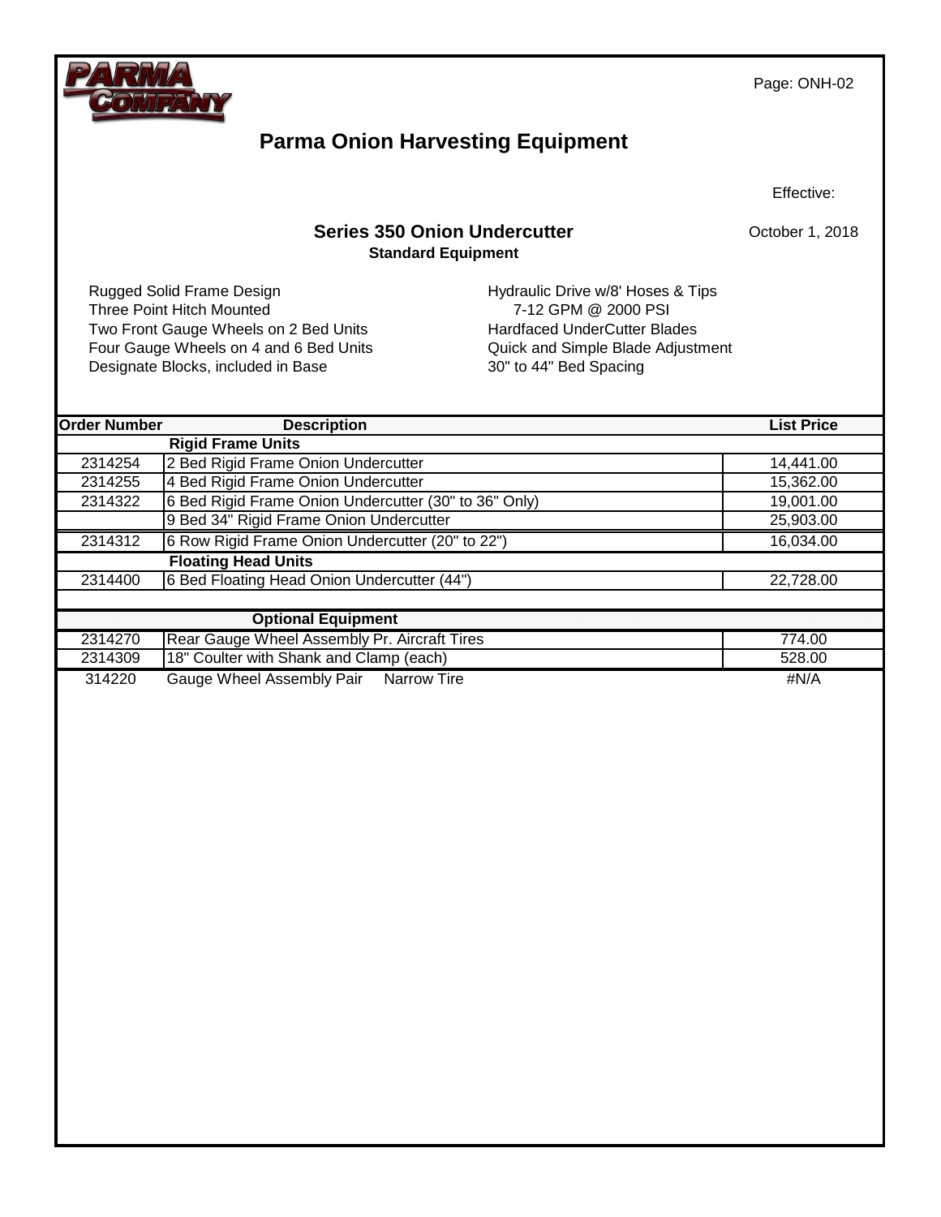# Parma Onion Harvesting Equipment

Effective: October 1, 2018

## Series 350 Onion Undercutter

### Standard Equipment

- Rugged Solid Frame Design
- Three Point Hitch Mounted
- Two Front Gauge Wheels on 2 Bed Units
- Four Gauge Wheels on 4 and 6 Bed Units
- Designate Blocks, included in Base
- Hydraulic Drive w/8' Hoses & Tips
  - 7-12 GPM @ 2000 PSI
- Hardfaced UnderCutter Blades
- Quick and Simple Blade Adjustment
- 30" to 44" Bed Spacing

| Order Number | Description | List Price |
|---|---|---|
| | **Rigid Frame Units** | |
| 2314254 | 2 Bed Rigid Frame Onion Undercutter | 14,441.00 |
| 2314255 | 4 Bed Rigid Frame Onion Undercutter | 15,362.00 |
| 2314322 | 6 Bed Rigid Frame Onion Undercutter (30" to 36" Only) | 19,001.00 |
| | 9 Bed 34" Rigid Frame Onion Undercutter | 25,903.00 |
| 2314312 | 6 Row Rigid Frame Onion Undercutter (20" to 22") | 16,034.00 |
| | **Floating Head Units** | |
| 2314400 | 6 Bed Floating Head Onion Undercutter (44") | 22,728.00 |
| | | |
| | **Optional Equipment** | |
| 2314270 | Rear Gauge Wheel Assembly Pr. Aircraft Tires | 774.00 |
| 2314309 | 18" Coulter with Shank and Clamp (each) | 528.00 |
| 314220 | Gauge Wheel Assembly Pair Narrow Tire | #N/A |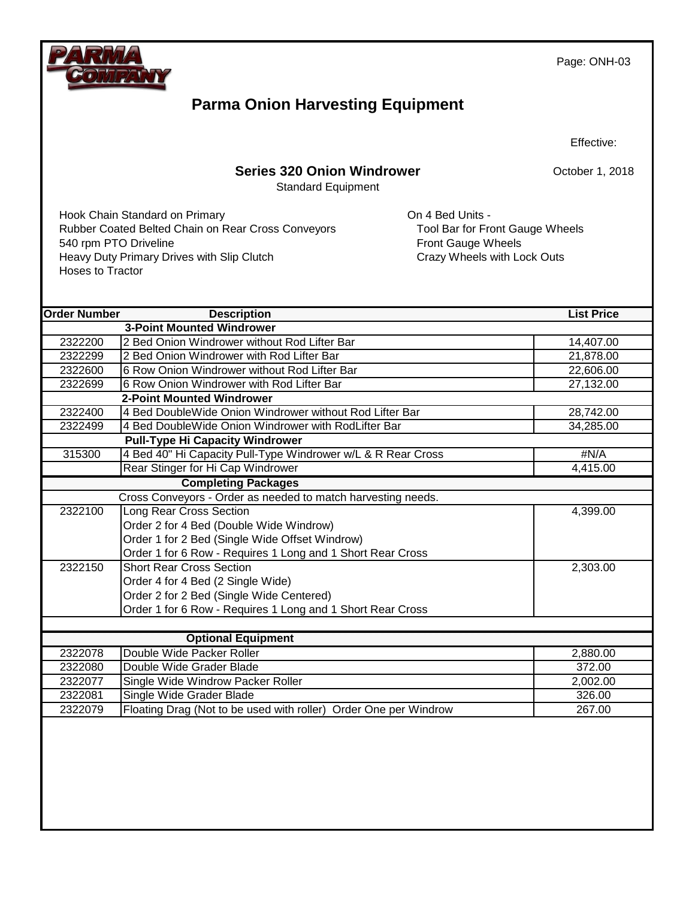PARMA COMPANY

# Parma Onion Harvesting Equipment

Effective: October 1, 2018

## Series 320 Onion Windrower

Standard Equipment

- Hook Chain Standard on Primary
- Rubber Coated Belted Chain on Rear Cross Conveyors
- 540 rpm PTO Driveline
- Heavy Duty Primary Drives with Slip Clutch
- Hoses to Tractor

On 4 Bed Units -
- Tool Bar for Front Gauge Wheels
- Front Gauge Wheels
- Crazy Wheels with Lock Outs

| Order Number | Description | List Price |
|---|---|---|
| | **3-Point Mounted Windrower** | |
| 2322200 | 2 Bed Onion Windrower without Rod Lifter Bar | 14,407.00 |
| 2322299 | 2 Bed Onion Windrower with Rod Lifter Bar | 21,878.00 |
| 2322600 | 6 Row Onion Windrower without Rod Lifter Bar | 22,606.00 |
| 2322699 | 6 Row Onion Windrower with Rod Lifter Bar | 27,132.00 |
| | **2-Point Mounted Windrower** | |
| 2322400 | 4 Bed DoubleWide Onion Windrower without Rod Lifter Bar | 28,742.00 |
| 2322499 | 4 Bed DoubleWide Onion Windrower with RodLifter Bar | 34,285.00 |
| | **Pull-Type Hi Capacity Windrower** | |
| 315300 | 4 Bed 40" Hi Capacity Pull-Type Windrower w/L & R Rear Cross | #N/A |
| | Rear Stinger for Hi Cap Windrower | 4,415.00 |
| | **Completing Packages** | |
| | Cross Conveyors - Order as needed to match harvesting needs. | |
| 2322100 | Long Rear Cross Section<br>Order 2 for 4 Bed (Double Wide Windrow)<br>Order 1 for 2 Bed (Single Wide Offset Windrow)<br>Order 1 for 6 Row - Requires 1 Long and 1 Short Rear Cross | 4,399.00 |
| 2322150 | Short Rear Cross Section<br>Order 4 for 4 Bed (2 Single Wide)<br>Order 2 for 2 Bed (Single Wide Centered)<br>Order 1 for 6 Row - Requires 1 Long and 1 Short Rear Cross | 2,303.00 |
| | **Optional Equipment** | |
| 2322078 | Double Wide Packer Roller | 2,880.00 |
| 2322080 | Double Wide Grader Blade | 372.00 |
| 2322077 | Single Wide Windrow Packer Roller | 2,002.00 |
| 2322081 | Single Wide Grader Blade | 326.00 |
| 2322079 | Floating Drag (Not to be used with roller) Order One per Windrow | 267.00 |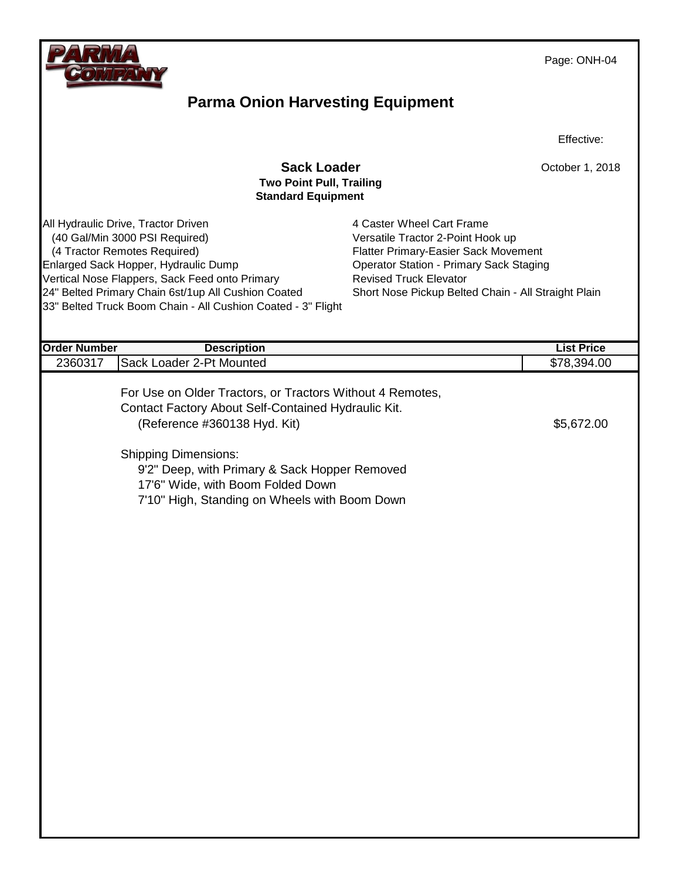# Parma Onion Harvesting Equipment

Page: ONH-04

Effective:

October 1, 2018

## Sack Loader

**Two Point Pull, Trailing**

**Standard Equipment**

All Hydraulic Drive, Tractor Driven
  (40 Gal/Min 3000 PSI Required)
  (4 Tractor Remotes Required)
Enlarged Sack Hopper, Hydraulic Dump
Vertical Nose Flappers, Sack Feed onto Primary
24" Belted Primary Chain 6st/1up All Cushion Coated
33" Belted Truck Boom Chain - All Cushion Coated - 3" Flight
4 Caster Wheel Cart Frame
Versatile Tractor 2-Point Hook up
Flatter Primary-Easier Sack Movement
Operator Station - Primary Sack Staging
Revised Truck Elevator
Short Nose Pickup Belted Chain - All Straight Plain

| Order Number | Description | List Price |
|---|---|---|
| 2360317 | Sack Loader 2-Pt Mounted | $78,394.00 |

For Use on Older Tractors, or Tractors Without 4 Remotes,
Contact Factory About Self-Contained Hydraulic Kit.
  (Reference #360138 Hyd. Kit) $5,672.00

Shipping Dimensions:
  9'2" Deep, with Primary & Sack Hopper Removed
  17'6" Wide, with Boom Folded Down
  7'10" High, Standing on Wheels with Boom Down